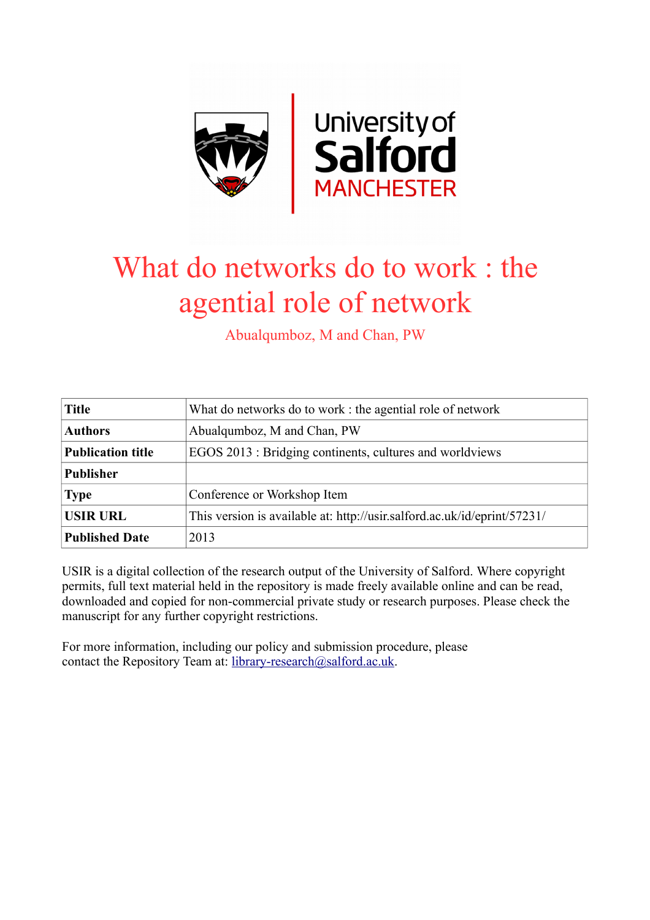University of Salford MANCHESTER

# What do networks do to work : the agential role of network

Abualqumboz, M and Chan, PW

| **Title** | What do networks do to work : the agential role of network |
|---|---|
| **Authors** | Abualqumboz, M and Chan, PW |
| **Publication title** | EGOS 2013 : Bridging continents, cultures and worldviews |
| **Publisher** | |
| **Type** | Conference or Workshop Item |
| **USIR URL** | This version is available at: http://usir.salford.ac.uk/id/eprint/57231/ |
| **Published Date** | 2013 |

USIR is a digital collection of the research output of the University of Salford. Where copyright permits, full text material held in the repository is made freely available online and can be read, downloaded and copied for non-commercial private study or research purposes. Please check the manuscript for any further copyright restrictions.

For more information, including our policy and submission procedure, please contact the Repository Team at: library-research@salford.ac.uk.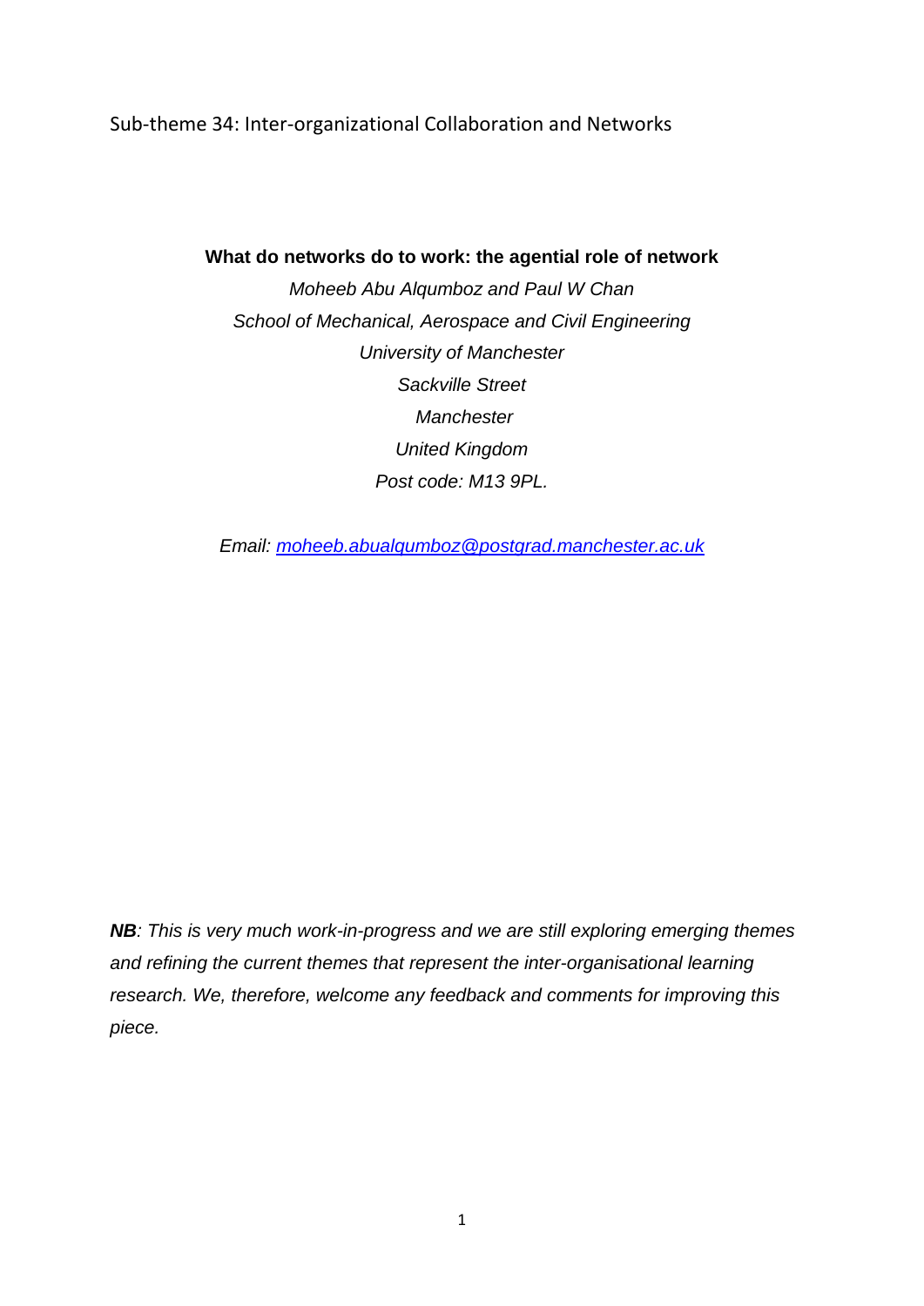Sub-theme 34: Inter-organizational Collaboration and Networks

**What do networks do to work: the agential role of network**

*Moheeb Abu Alqumboz and Paul W Chan*

*School of Mechanical, Aerospace and Civil Engineering*

*University of Manchester*

*Sackville Street*

*Manchester*

*United Kingdom*

*Post code: M13 9PL.*

*Email: [moheeb.abualqumboz@postgrad.manchester.ac.uk](mailto:moheeb.abualqumboz@postgrad.manchester.ac.uk)*

***NB**: This is very much work-in-progress and we are still exploring emerging themes and refining the current themes that represent the inter-organisational learning research. We, therefore, welcome any feedback and comments for improving this piece.*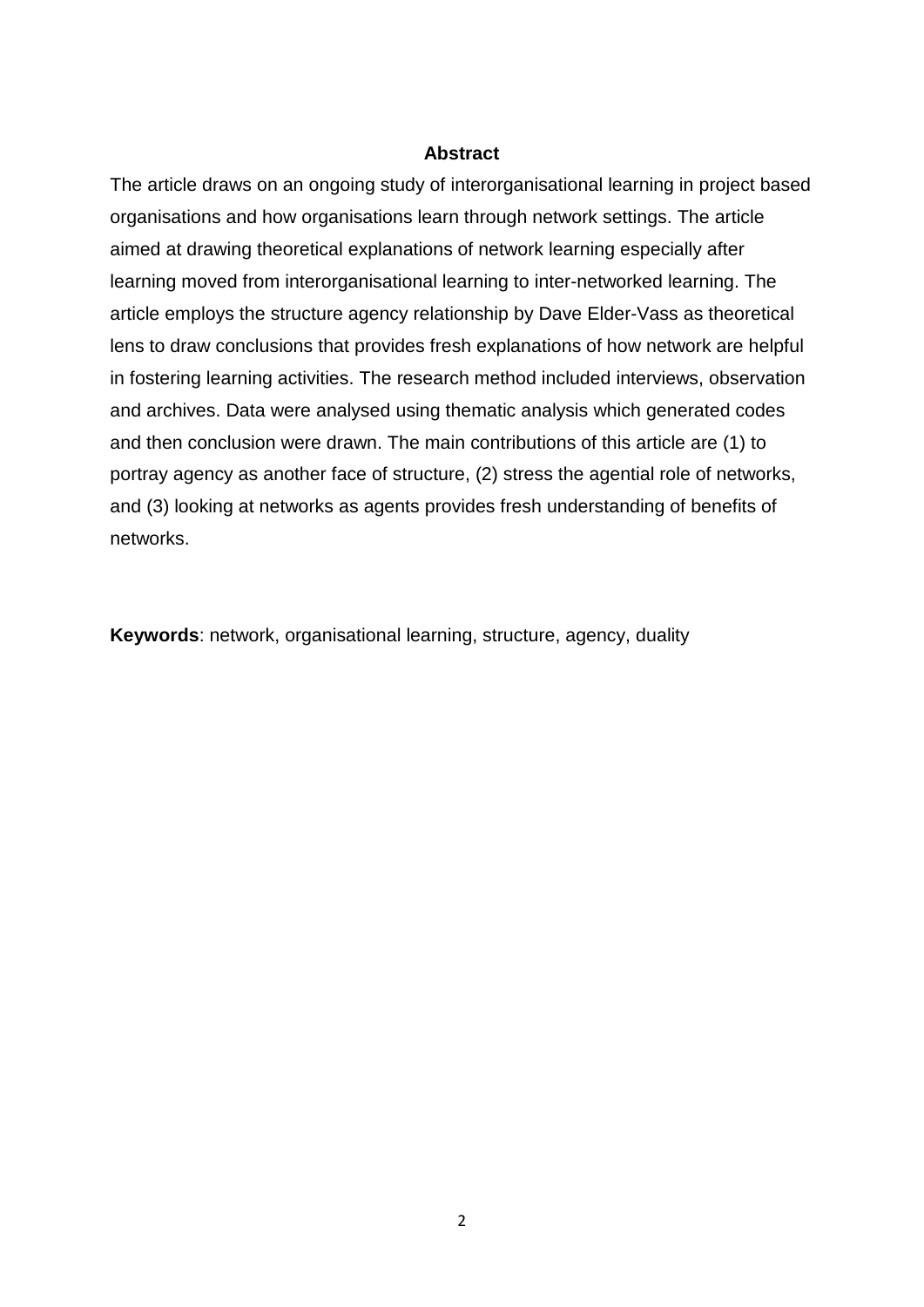## Abstract

The article draws on an ongoing study of interorganisational learning in project based organisations and how organisations learn through network settings. The article aimed at drawing theoretical explanations of network learning especially after learning moved from interorganisational learning to inter-networked learning. The article employs the structure agency relationship by Dave Elder-Vass as theoretical lens to draw conclusions that provides fresh explanations of how network are helpful in fostering learning activities. The research method included interviews, observation and archives. Data were analysed using thematic analysis which generated codes and then conclusion were drawn. The main contributions of this article are (1) to portray agency as another face of structure, (2) stress the agential role of networks, and (3) looking at networks as agents provides fresh understanding of benefits of networks.

**Keywords**: network, organisational learning, structure, agency, duality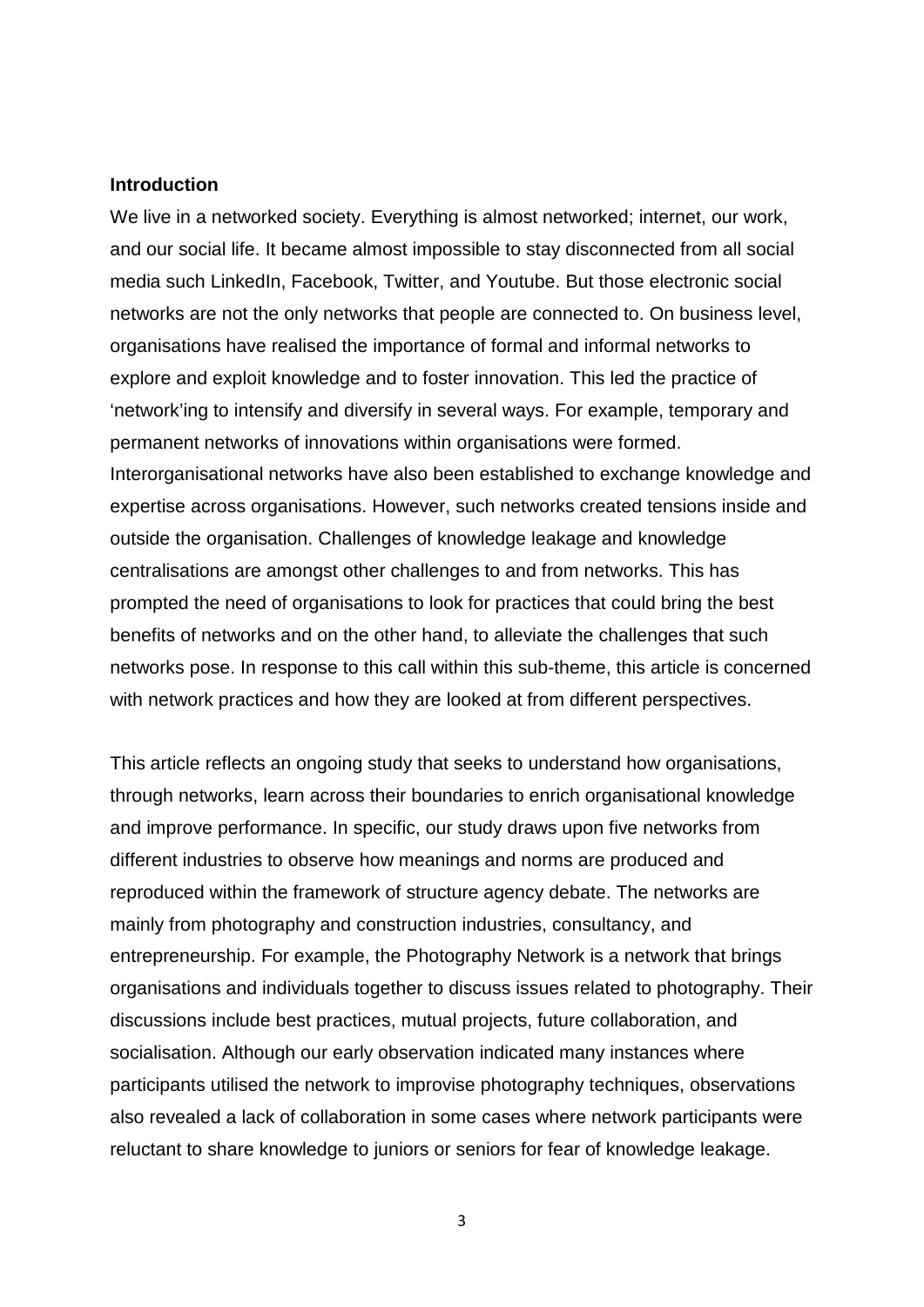**Introduction**

We live in a networked society. Everything is almost networked; internet, our work, and our social life. It became almost impossible to stay disconnected from all social media such LinkedIn, Facebook, Twitter, and Youtube. But those electronic social networks are not the only networks that people are connected to. On business level, organisations have realised the importance of formal and informal networks to explore and exploit knowledge and to foster innovation. This led the practice of 'network'ing to intensify and diversify in several ways. For example, temporary and permanent networks of innovations within organisations were formed. Interorganisational networks have also been established to exchange knowledge and expertise across organisations. However, such networks created tensions inside and outside the organisation. Challenges of knowledge leakage and knowledge centralisations are amongst other challenges to and from networks. This has prompted the need of organisations to look for practices that could bring the best benefits of networks and on the other hand, to alleviate the challenges that such networks pose. In response to this call within this sub-theme, this article is concerned with network practices and how they are looked at from different perspectives.

This article reflects an ongoing study that seeks to understand how organisations, through networks, learn across their boundaries to enrich organisational knowledge and improve performance. In specific, our study draws upon five networks from different industries to observe how meanings and norms are produced and reproduced within the framework of structure agency debate. The networks are mainly from photography and construction industries, consultancy, and entrepreneurship. For example, the Photography Network is a network that brings organisations and individuals together to discuss issues related to photography. Their discussions include best practices, mutual projects, future collaboration, and socialisation. Although our early observation indicated many instances where participants utilised the network to improvise photography techniques, observations also revealed a lack of collaboration in some cases where network participants were reluctant to share knowledge to juniors or seniors for fear of knowledge leakage.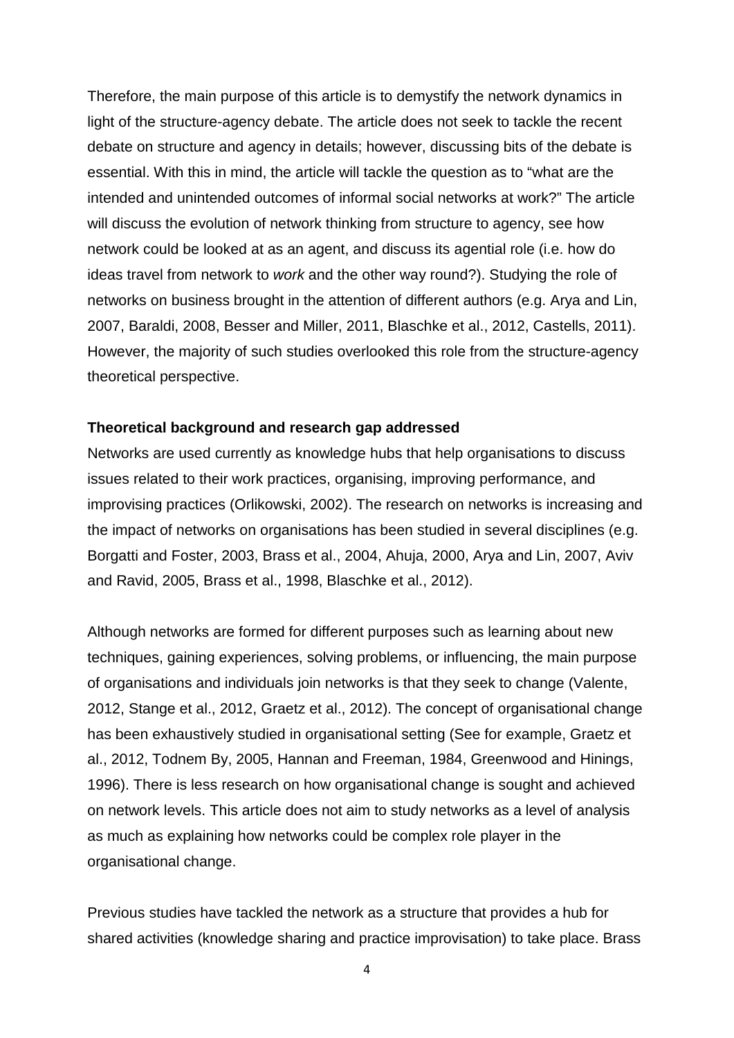Therefore, the main purpose of this article is to demystify the network dynamics in light of the structure-agency debate. The article does not seek to tackle the recent debate on structure and agency in details; however, discussing bits of the debate is essential. With this in mind, the article will tackle the question as to "what are the intended and unintended outcomes of informal social networks at work?" The article will discuss the evolution of network thinking from structure to agency, see how network could be looked at as an agent, and discuss its agential role (i.e. how do ideas travel from network to *work* and the other way round?). Studying the role of networks on business brought in the attention of different authors (e.g. Arya and Lin, 2007, Baraldi, 2008, Besser and Miller, 2011, Blaschke et al., 2012, Castells, 2011). However, the majority of such studies overlooked this role from the structure-agency theoretical perspective.

**Theoretical background and research gap addressed**

Networks are used currently as knowledge hubs that help organisations to discuss issues related to their work practices, organising, improving performance, and improvising practices (Orlikowski, 2002). The research on networks is increasing and the impact of networks on organisations has been studied in several disciplines (e.g. Borgatti and Foster, 2003, Brass et al., 2004, Ahuja, 2000, Arya and Lin, 2007, Aviv and Ravid, 2005, Brass et al., 1998, Blaschke et al., 2012).

Although networks are formed for different purposes such as learning about new techniques, gaining experiences, solving problems, or influencing, the main purpose of organisations and individuals join networks is that they seek to change (Valente, 2012, Stange et al., 2012, Graetz et al., 2012). The concept of organisational change has been exhaustively studied in organisational setting (See for example, Graetz et al., 2012, Todnem By, 2005, Hannan and Freeman, 1984, Greenwood and Hinings, 1996). There is less research on how organisational change is sought and achieved on network levels. This article does not aim to study networks as a level of analysis as much as explaining how networks could be complex role player in the organisational change.

Previous studies have tackled the network as a structure that provides a hub for shared activities (knowledge sharing and practice improvisation) to take place. Brass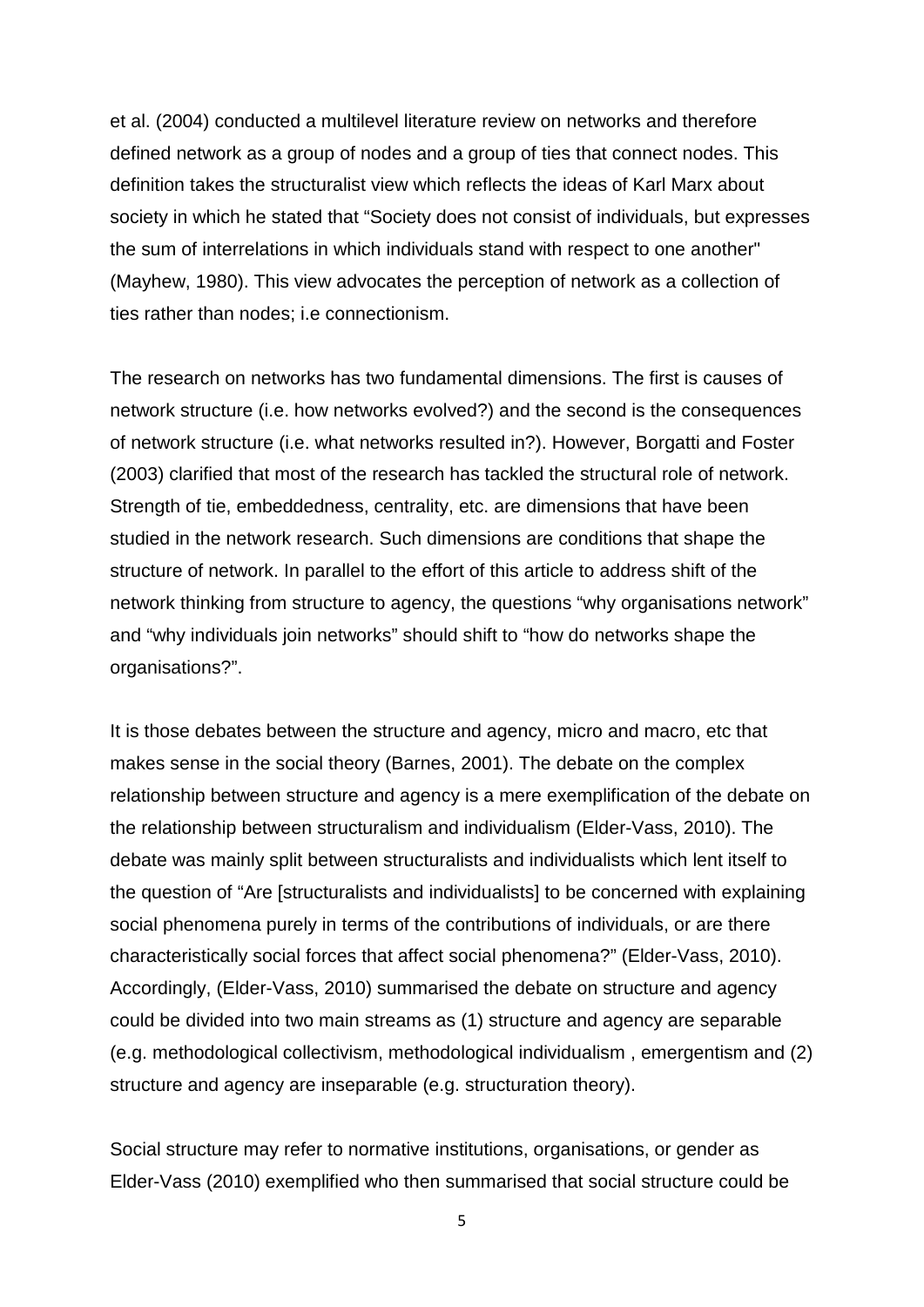et al. (2004) conducted a multilevel literature review on networks and therefore defined network as a group of nodes and a group of ties that connect nodes. This definition takes the structuralist view which reflects the ideas of Karl Marx about society in which he stated that "Society does not consist of individuals, but expresses the sum of interrelations in which individuals stand with respect to one another" (Mayhew, 1980). This view advocates the perception of network as a collection of ties rather than nodes; i.e connectionism.

The research on networks has two fundamental dimensions. The first is causes of network structure (i.e. how networks evolved?) and the second is the consequences of network structure (i.e. what networks resulted in?). However, Borgatti and Foster (2003) clarified that most of the research has tackled the structural role of network. Strength of tie, embeddedness, centrality, etc. are dimensions that have been studied in the network research. Such dimensions are conditions that shape the structure of network. In parallel to the effort of this article to address shift of the network thinking from structure to agency, the questions "why organisations network" and "why individuals join networks" should shift to "how do networks shape the organisations?".

It is those debates between the structure and agency, micro and macro, etc that makes sense in the social theory (Barnes, 2001). The debate on the complex relationship between structure and agency is a mere exemplification of the debate on the relationship between structuralism and individualism (Elder-Vass, 2010). The debate was mainly split between structuralists and individualists which lent itself to the question of "Are [structuralists and individualists] to be concerned with explaining social phenomena purely in terms of the contributions of individuals, or are there characteristically social forces that affect social phenomena?" (Elder-Vass, 2010). Accordingly, (Elder-Vass, 2010) summarised the debate on structure and agency could be divided into two main streams as (1) structure and agency are separable (e.g. methodological collectivism, methodological individualism , emergentism and (2) structure and agency are inseparable (e.g. structuration theory).

Social structure may refer to normative institutions, organisations, or gender as Elder-Vass (2010) exemplified who then summarised that social structure could be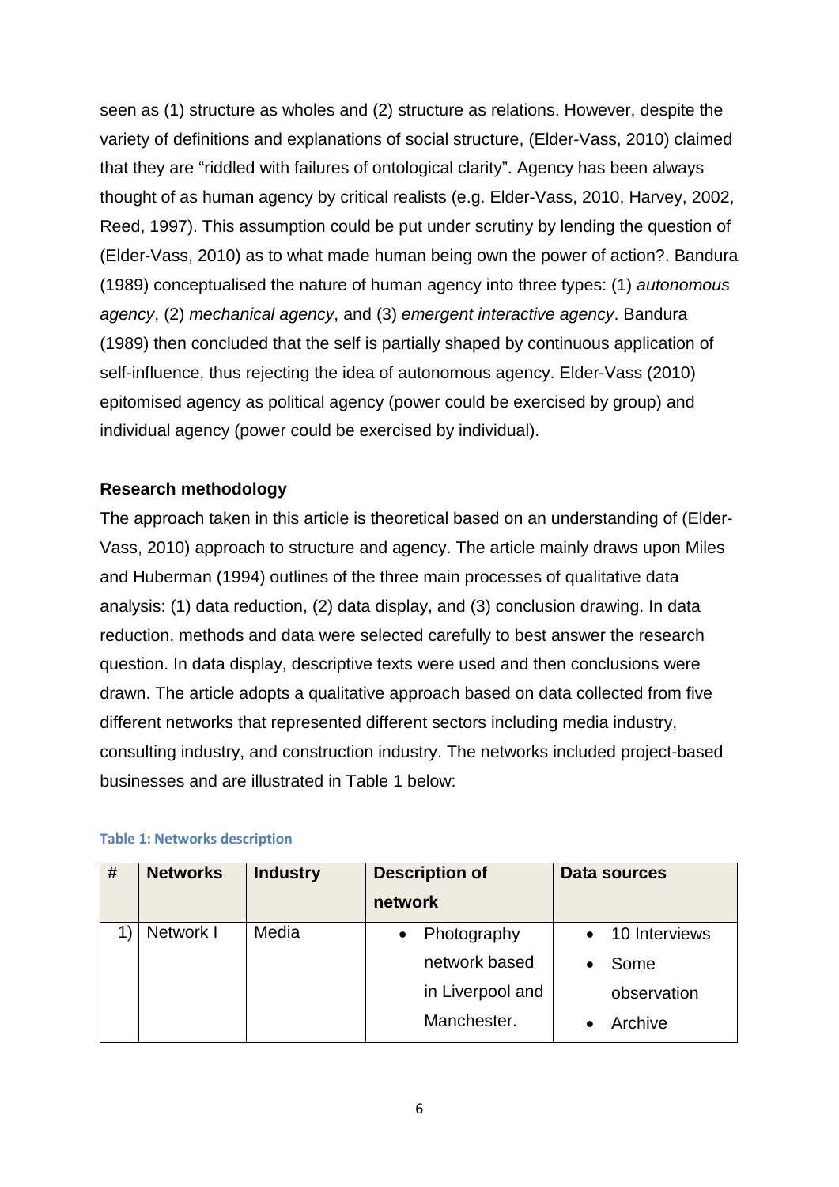seen as (1) structure as wholes and (2) structure as relations. However, despite the variety of definitions and explanations of social structure, (Elder-Vass, 2010) claimed that they are "riddled with failures of ontological clarity". Agency has been always thought of as human agency by critical realists (e.g. Elder-Vass, 2010, Harvey, 2002, Reed, 1997). This assumption could be put under scrutiny by lending the question of (Elder-Vass, 2010) as to what made human being own the power of action?. Bandura (1989) conceptualised the nature of human agency into three types: (1) *autonomous agency*, (2) *mechanical agency*, and (3) *emergent interactive agency*. Bandura (1989) then concluded that the self is partially shaped by continuous application of self-influence, thus rejecting the idea of autonomous agency. Elder-Vass (2010) epitomised agency as political agency (power could be exercised by group) and individual agency (power could be exercised by individual).

**Research methodology**

The approach taken in this article is theoretical based on an understanding of (Elder-Vass, 2010) approach to structure and agency. The article mainly draws upon Miles and Huberman (1994) outlines of the three main processes of qualitative data analysis: (1) data reduction, (2) data display, and (3) conclusion drawing. In data reduction, methods and data were selected carefully to best answer the research question. In data display, descriptive texts were used and then conclusions were drawn. The article adopts a qualitative approach based on data collected from five different networks that represented different sectors including media industry, consulting industry, and construction industry. The networks included project-based businesses and are illustrated in Table 1 below:

**Table 1: Networks description**

| # | Networks | Industry | Description of network | Data sources |
|---|---|---|---|---|
| 1) | Network I | Media | • Photography network based in Liverpool and Manchester. | • 10 Interviews<br>• Some observation<br>• Archive |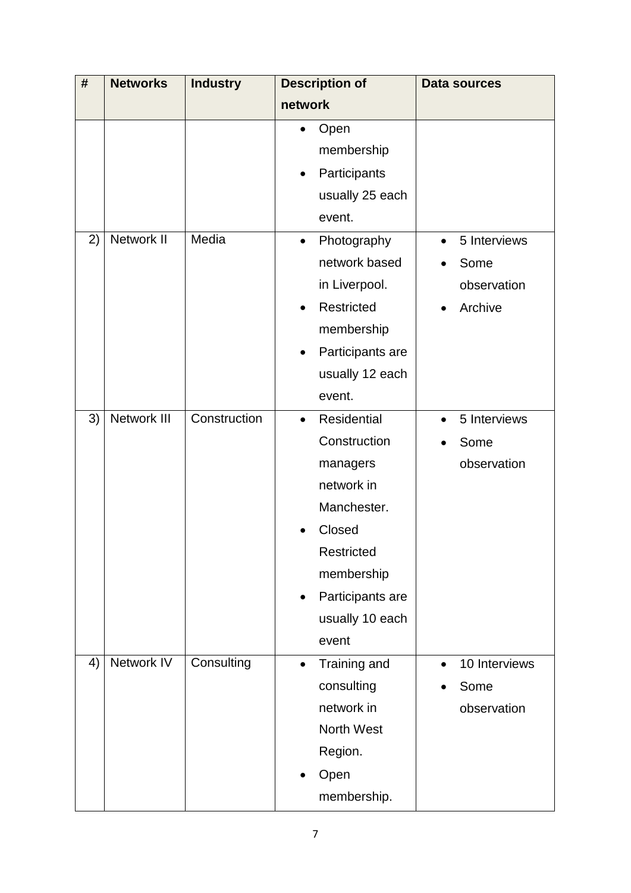| # | Networks | Industry | Description of network | Data sources |
|---|---|---|---|---|
| | | | • Open membership<br>• Participants usually 25 each event. | |
| 2) | Network II | Media | • Photography network based in Liverpool.<br>• Restricted membership<br>• Participants are usually 12 each event. | • 5 Interviews<br>• Some observation<br>• Archive |
| 3) | Network III | Construction | • Residential Construction managers network in Manchester.<br>• Closed Restricted membership<br>• Participants are usually 10 each event | • 5 Interviews<br>• Some observation |
| 4) | Network IV | Consulting | • Training and consulting network in North West Region.<br>• Open membership. | • 10 Interviews<br>• Some observation |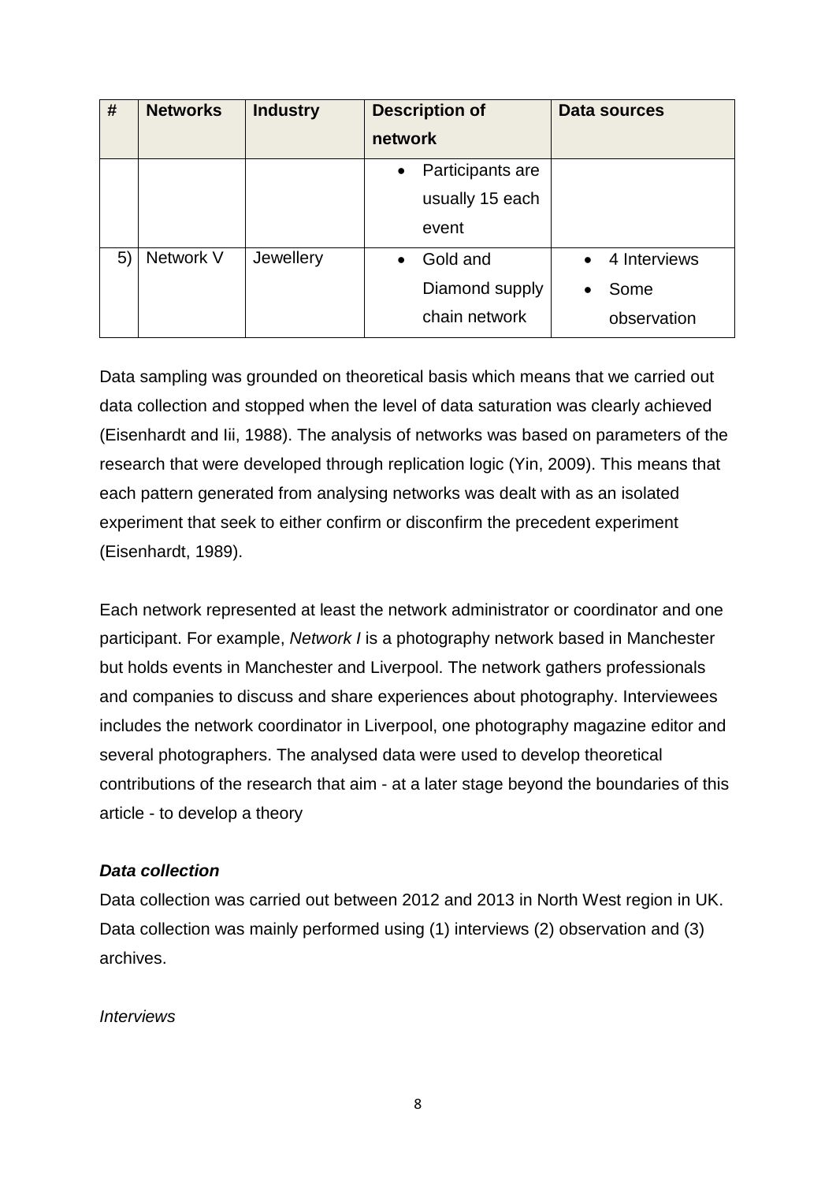| # | Networks | Industry | Description of network | Data sources |
|---|---|---|---|---|
| | | | • Participants are usually 15 each event | |
| 5) | Network V | Jewellery | • Gold and Diamond supply chain network | • 4 Interviews<br>• Some observation |

Data sampling was grounded on theoretical basis which means that we carried out data collection and stopped when the level of data saturation was clearly achieved (Eisenhardt and Iii, 1988). The analysis of networks was based on parameters of the research that were developed through replication logic (Yin, 2009). This means that each pattern generated from analysing networks was dealt with as an isolated experiment that seek to either confirm or disconfirm the precedent experiment (Eisenhardt, 1989).

Each network represented at least the network administrator or coordinator and one participant. For example, *Network I* is a photography network based in Manchester but holds events in Manchester and Liverpool. The network gathers professionals and companies to discuss and share experiences about photography. Interviewees includes the network coordinator in Liverpool, one photography magazine editor and several photographers. The analysed data were used to develop theoretical contributions of the research that aim - at a later stage beyond the boundaries of this article - to develop a theory

### *Data collection*

Data collection was carried out between 2012 and 2013 in North West region in UK. Data collection was mainly performed using (1) interviews (2) observation and (3) archives.

*Interviews*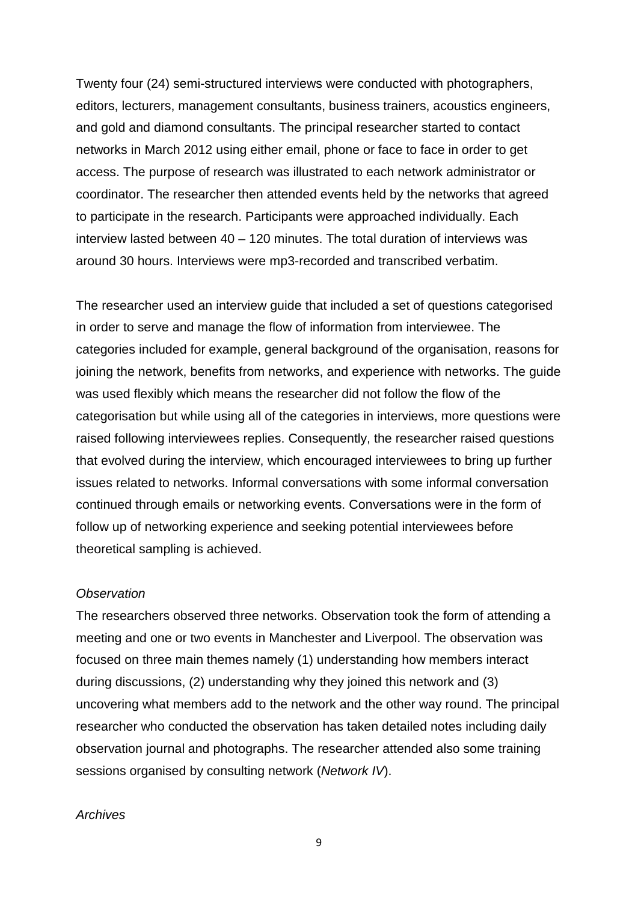Twenty four (24) semi-structured interviews were conducted with photographers, editors, lecturers, management consultants, business trainers, acoustics engineers, and gold and diamond consultants. The principal researcher started to contact networks in March 2012 using either email, phone or face to face in order to get access. The purpose of research was illustrated to each network administrator or coordinator. The researcher then attended events held by the networks that agreed to participate in the research. Participants were approached individually. Each interview lasted between 40 – 120 minutes. The total duration of interviews was around 30 hours. Interviews were mp3-recorded and transcribed verbatim.

The researcher used an interview guide that included a set of questions categorised in order to serve and manage the flow of information from interviewee. The categories included for example, general background of the organisation, reasons for joining the network, benefits from networks, and experience with networks. The guide was used flexibly which means the researcher did not follow the flow of the categorisation but while using all of the categories in interviews, more questions were raised following interviewees replies. Consequently, the researcher raised questions that evolved during the interview, which encouraged interviewees to bring up further issues related to networks. Informal conversations with some informal conversation continued through emails or networking events. Conversations were in the form of follow up of networking experience and seeking potential interviewees before theoretical sampling is achieved.

*Observation*

The researchers observed three networks. Observation took the form of attending a meeting and one or two events in Manchester and Liverpool. The observation was focused on three main themes namely (1) understanding how members interact during discussions, (2) understanding why they joined this network and (3) uncovering what members add to the network and the other way round. The principal researcher who conducted the observation has taken detailed notes including daily observation journal and photographs. The researcher attended also some training sessions organised by consulting network (*Network IV*).

*Archives*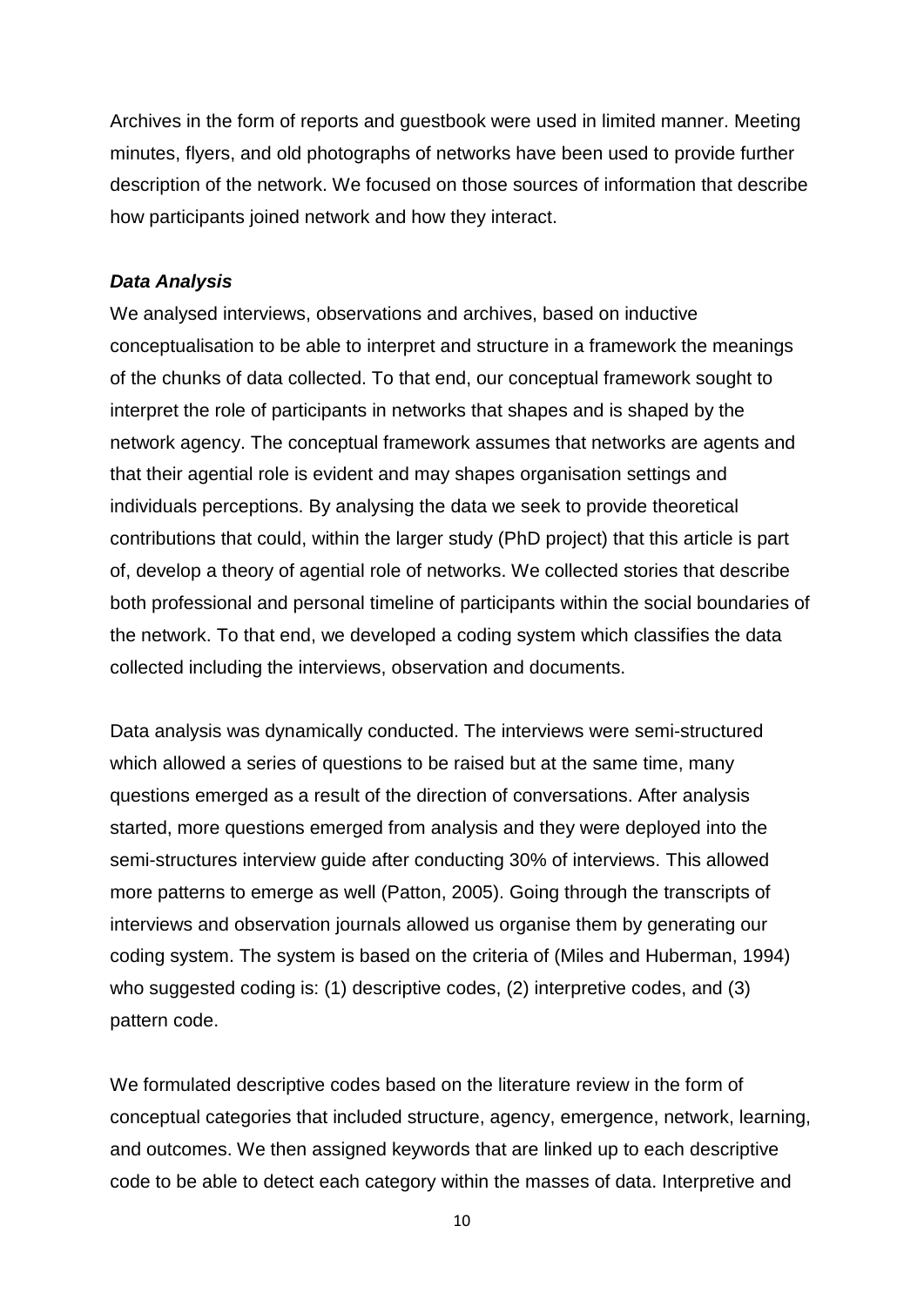Archives in the form of reports and guestbook were used in limited manner. Meeting minutes, flyers, and old photographs of networks have been used to provide further description of the network. We focused on those sources of information that describe how participants joined network and how they interact.

***Data Analysis***

We analysed interviews, observations and archives, based on inductive conceptualisation to be able to interpret and structure in a framework the meanings of the chunks of data collected. To that end, our conceptual framework sought to interpret the role of participants in networks that shapes and is shaped by the network agency. The conceptual framework assumes that networks are agents and that their agential role is evident and may shapes organisation settings and individuals perceptions. By analysing the data we seek to provide theoretical contributions that could, within the larger study (PhD project) that this article is part of, develop a theory of agential role of networks. We collected stories that describe both professional and personal timeline of participants within the social boundaries of the network. To that end, we developed a coding system which classifies the data collected including the interviews, observation and documents.

Data analysis was dynamically conducted. The interviews were semi-structured which allowed a series of questions to be raised but at the same time, many questions emerged as a result of the direction of conversations. After analysis started, more questions emerged from analysis and they were deployed into the semi-structures interview guide after conducting 30% of interviews. This allowed more patterns to emerge as well (Patton, 2005). Going through the transcripts of interviews and observation journals allowed us organise them by generating our coding system. The system is based on the criteria of (Miles and Huberman, 1994) who suggested coding is: (1) descriptive codes, (2) interpretive codes, and (3) pattern code.

We formulated descriptive codes based on the literature review in the form of conceptual categories that included structure, agency, emergence, network, learning, and outcomes. We then assigned keywords that are linked up to each descriptive code to be able to detect each category within the masses of data. Interpretive and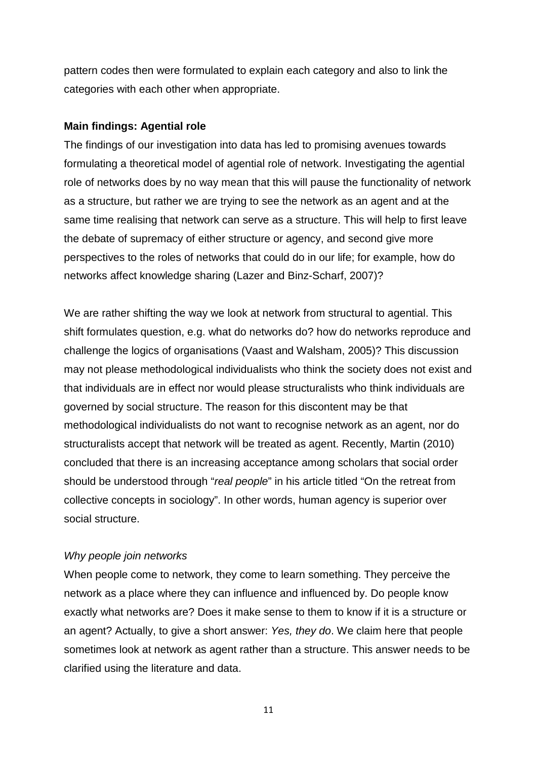pattern codes then were formulated to explain each category and also to link the categories with each other when appropriate.

**Main findings: Agential role**

The findings of our investigation into data has led to promising avenues towards formulating a theoretical model of agential role of network. Investigating the agential role of networks does by no way mean that this will pause the functionality of network as a structure, but rather we are trying to see the network as an agent and at the same time realising that network can serve as a structure. This will help to first leave the debate of supremacy of either structure or agency, and second give more perspectives to the roles of networks that could do in our life; for example, how do networks affect knowledge sharing (Lazer and Binz-Scharf, 2007)?

We are rather shifting the way we look at network from structural to agential. This shift formulates question, e.g. what do networks do? how do networks reproduce and challenge the logics of organisations (Vaast and Walsham, 2005)? This discussion may not please methodological individualists who think the society does not exist and that individuals are in effect nor would please structuralists who think individuals are governed by social structure. The reason for this discontent may be that methodological individualists do not want to recognise network as an agent, nor do structuralists accept that network will be treated as agent. Recently, Martin (2010) concluded that there is an increasing acceptance among scholars that social order should be understood through "*real people*" in his article titled "On the retreat from collective concepts in sociology". In other words, human agency is superior over social structure.

*Why people join networks*

When people come to network, they come to learn something. They perceive the network as a place where they can influence and influenced by. Do people know exactly what networks are? Does it make sense to them to know if it is a structure or an agent? Actually, to give a short answer: *Yes, they do*. We claim here that people sometimes look at network as agent rather than a structure. This answer needs to be clarified using the literature and data.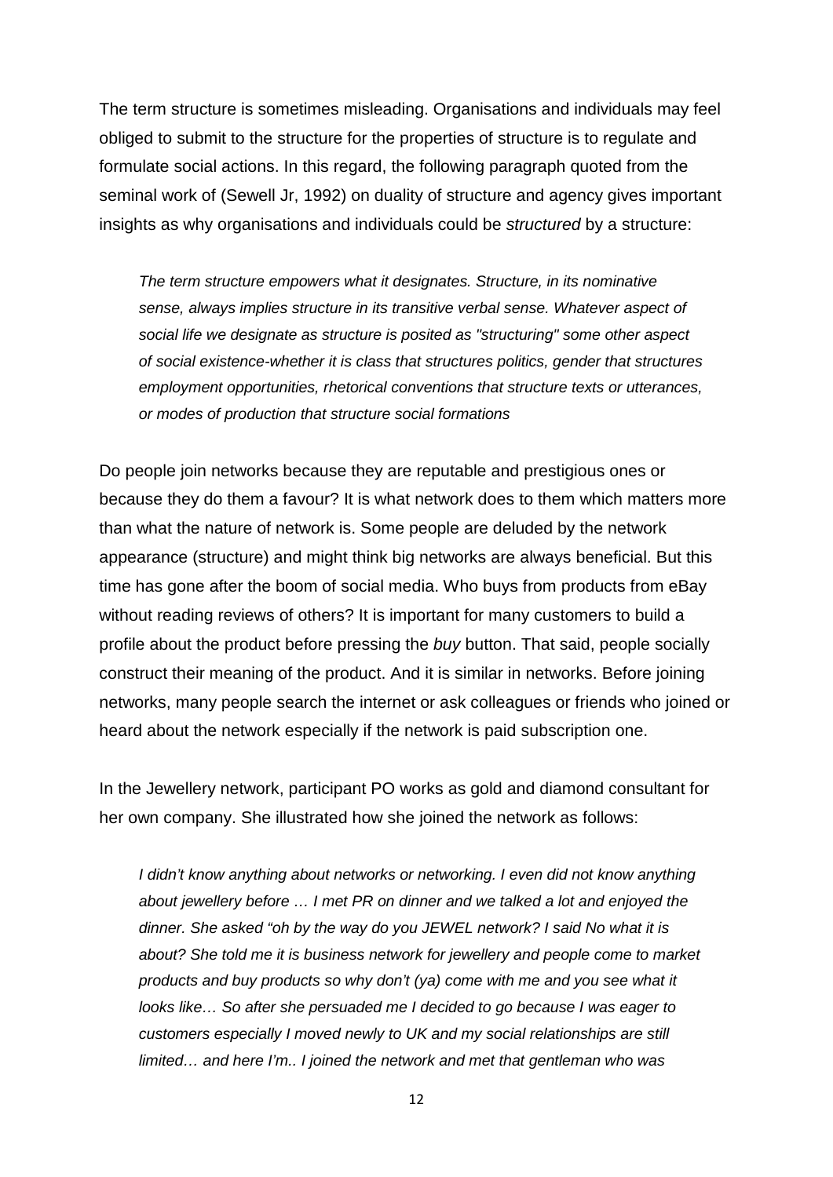The term structure is sometimes misleading. Organisations and individuals may feel obliged to submit to the structure for the properties of structure is to regulate and formulate social actions. In this regard, the following paragraph quoted from the seminal work of (Sewell Jr, 1992) on duality of structure and agency gives important insights as why organisations and individuals could be *structured* by a structure:

> *The term structure empowers what it designates. Structure, in its nominative sense, always implies structure in its transitive verbal sense. Whatever aspect of social life we designate as structure is posited as "structuring" some other aspect of social existence-whether it is class that structures politics, gender that structures employment opportunities, rhetorical conventions that structure texts or utterances, or modes of production that structure social formations*

Do people join networks because they are reputable and prestigious ones or because they do them a favour? It is what network does to them which matters more than what the nature of network is. Some people are deluded by the network appearance (structure) and might think big networks are always beneficial. But this time has gone after the boom of social media. Who buys from products from eBay without reading reviews of others? It is important for many customers to build a profile about the product before pressing the *buy* button. That said, people socially construct their meaning of the product. And it is similar in networks. Before joining networks, many people search the internet or ask colleagues or friends who joined or heard about the network especially if the network is paid subscription one.

In the Jewellery network, participant PO works as gold and diamond consultant for her own company. She illustrated how she joined the network as follows:

> *I didn't know anything about networks or networking. I even did not know anything about jewellery before … I met PR on dinner and we talked a lot and enjoyed the dinner. She asked "oh by the way do you JEWEL network? I said No what it is about? She told me it is business network for jewellery and people come to market products and buy products so why don't (ya) come with me and you see what it looks like… So after she persuaded me I decided to go because I was eager to customers especially I moved newly to UK and my social relationships are still limited… and here I'm.. I joined the network and met that gentleman who was*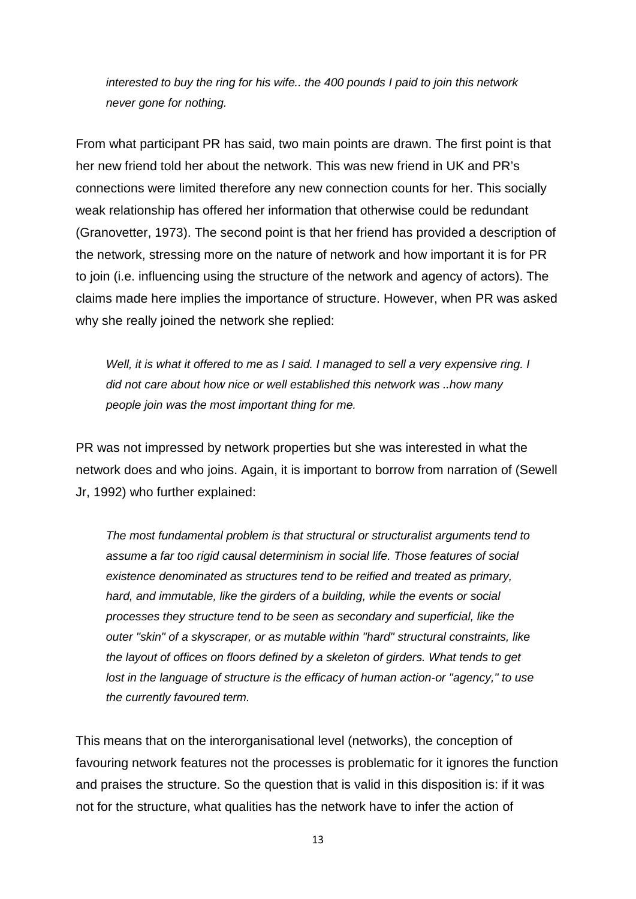*interested to buy the ring for his wife.. the 400 pounds I paid to join this network never gone for nothing.*

From what participant PR has said, two main points are drawn. The first point is that her new friend told her about the network. This was new friend in UK and PR's connections were limited therefore any new connection counts for her. This socially weak relationship has offered her information that otherwise could be redundant (Granovetter, 1973). The second point is that her friend has provided a description of the network, stressing more on the nature of network and how important it is for PR to join (i.e. influencing using the structure of the network and agency of actors). The claims made here implies the importance of structure. However, when PR was asked why she really joined the network she replied:

*Well, it is what it offered to me as I said. I managed to sell a very expensive ring. I did not care about how nice or well established this network was ..how many people join was the most important thing for me.*

PR was not impressed by network properties but she was interested in what the network does and who joins. Again, it is important to borrow from narration of (Sewell Jr, 1992) who further explained:

*The most fundamental problem is that structural or structuralist arguments tend to assume a far too rigid causal determinism in social life. Those features of social existence denominated as structures tend to be reified and treated as primary, hard, and immutable, like the girders of a building, while the events or social processes they structure tend to be seen as secondary and superficial, like the outer "skin" of a skyscraper, or as mutable within "hard" structural constraints, like the layout of offices on floors defined by a skeleton of girders. What tends to get lost in the language of structure is the efficacy of human action-or "agency," to use the currently favoured term.*

This means that on the interorganisational level (networks), the conception of favouring network features not the processes is problematic for it ignores the function and praises the structure. So the question that is valid in this disposition is: if it was not for the structure, what qualities has the network have to infer the action of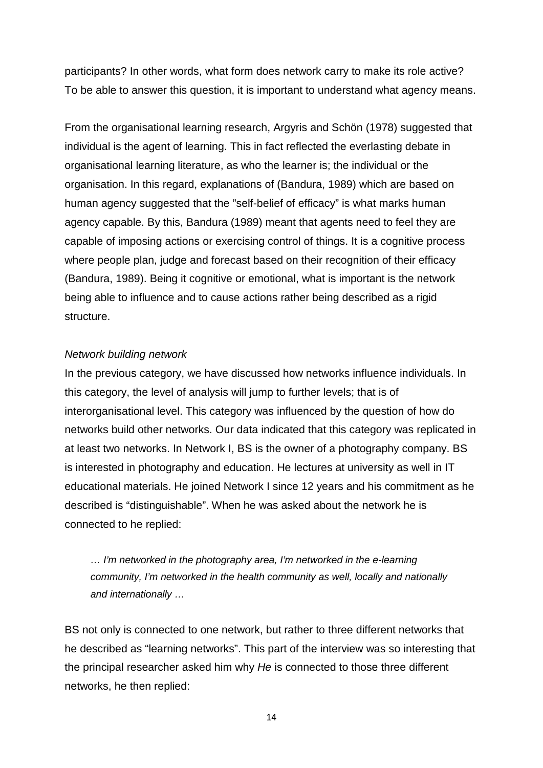participants? In other words, what form does network carry to make its role active? To be able to answer this question, it is important to understand what agency means.

From the organisational learning research, Argyris and Schön (1978) suggested that individual is the agent of learning. This in fact reflected the everlasting debate in organisational learning literature, as who the learner is; the individual or the organisation. In this regard, explanations of (Bandura, 1989) which are based on human agency suggested that the "self-belief of efficacy" is what marks human agency capable. By this, Bandura (1989) meant that agents need to feel they are capable of imposing actions or exercising control of things. It is a cognitive process where people plan, judge and forecast based on their recognition of their efficacy (Bandura, 1989). Being it cognitive or emotional, what is important is the network being able to influence and to cause actions rather being described as a rigid structure.

*Network building network*

In the previous category, we have discussed how networks influence individuals. In this category, the level of analysis will jump to further levels; that is of interorganisational level. This category was influenced by the question of how do networks build other networks. Our data indicated that this category was replicated in at least two networks. In Network I, BS is the owner of a photography company. BS is interested in photography and education. He lectures at university as well in IT educational materials. He joined Network I since 12 years and his commitment as he described is "distinguishable". When he was asked about the network he is connected to he replied:

> *… I'm networked in the photography area, I'm networked in the e-learning community, I'm networked in the health community as well, locally and nationally and internationally …*

BS not only is connected to one network, but rather to three different networks that he described as "learning networks". This part of the interview was so interesting that the principal researcher asked him why *He* is connected to those three different networks, he then replied: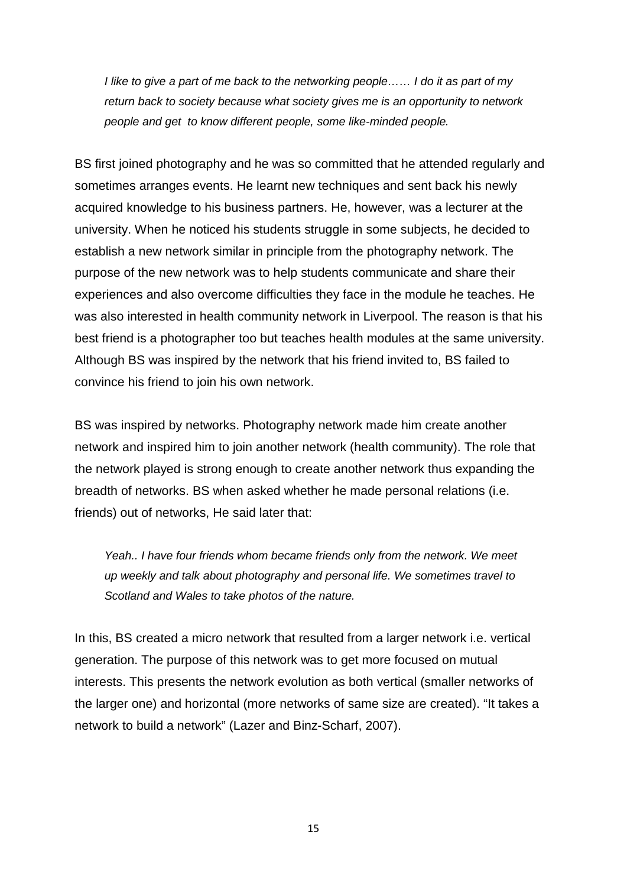*I like to give a part of me back to the networking people…… I do it as part of my return back to society because what society gives me is an opportunity to network people and get to know different people, some like-minded people.*

BS first joined photography and he was so committed that he attended regularly and sometimes arranges events. He learnt new techniques and sent back his newly acquired knowledge to his business partners. He, however, was a lecturer at the university. When he noticed his students struggle in some subjects, he decided to establish a new network similar in principle from the photography network. The purpose of the new network was to help students communicate and share their experiences and also overcome difficulties they face in the module he teaches. He was also interested in health community network in Liverpool. The reason is that his best friend is a photographer too but teaches health modules at the same university. Although BS was inspired by the network that his friend invited to, BS failed to convince his friend to join his own network.

BS was inspired by networks. Photography network made him create another network and inspired him to join another network (health community). The role that the network played is strong enough to create another network thus expanding the breadth of networks. BS when asked whether he made personal relations (i.e. friends) out of networks, He said later that:

*Yeah.. I have four friends whom became friends only from the network. We meet up weekly and talk about photography and personal life. We sometimes travel to Scotland and Wales to take photos of the nature.*

In this, BS created a micro network that resulted from a larger network i.e. vertical generation. The purpose of this network was to get more focused on mutual interests. This presents the network evolution as both vertical (smaller networks of the larger one) and horizontal (more networks of same size are created). "It takes a network to build a network" (Lazer and Binz-Scharf, 2007).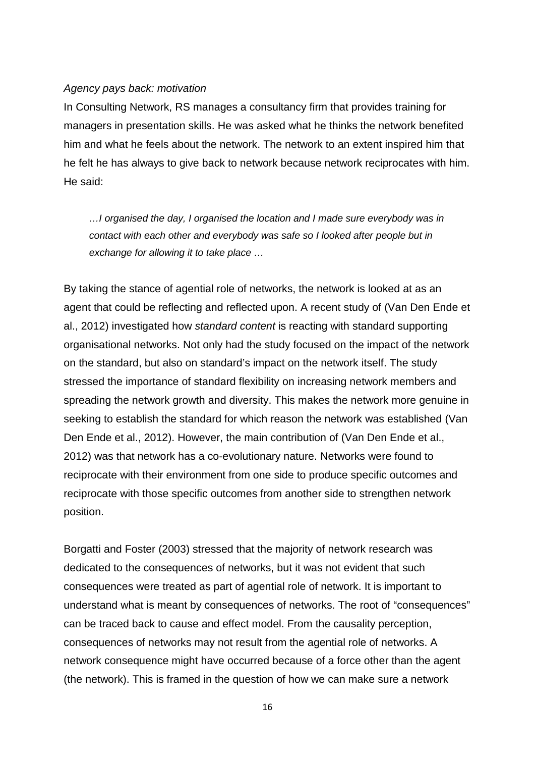*Agency pays back: motivation*

In Consulting Network, RS manages a consultancy firm that provides training for managers in presentation skills. He was asked what he thinks the network benefited him and what he feels about the network. The network to an extent inspired him that he felt he has always to give back to network because network reciprocates with him. He said:

> *…I organised the day, I organised the location and I made sure everybody was in contact with each other and everybody was safe so I looked after people but in exchange for allowing it to take place …*

By taking the stance of agential role of networks, the network is looked at as an agent that could be reflecting and reflected upon. A recent study of (Van Den Ende et al., 2012) investigated how *standard content* is reacting with standard supporting organisational networks. Not only had the study focused on the impact of the network on the standard, but also on standard's impact on the network itself. The study stressed the importance of standard flexibility on increasing network members and spreading the network growth and diversity. This makes the network more genuine in seeking to establish the standard for which reason the network was established (Van Den Ende et al., 2012). However, the main contribution of (Van Den Ende et al., 2012) was that network has a co-evolutionary nature. Networks were found to reciprocate with their environment from one side to produce specific outcomes and reciprocate with those specific outcomes from another side to strengthen network position.

Borgatti and Foster (2003) stressed that the majority of network research was dedicated to the consequences of networks, but it was not evident that such consequences were treated as part of agential role of network. It is important to understand what is meant by consequences of networks. The root of "consequences" can be traced back to cause and effect model. From the causality perception, consequences of networks may not result from the agential role of networks. A network consequence might have occurred because of a force other than the agent (the network). This is framed in the question of how we can make sure a network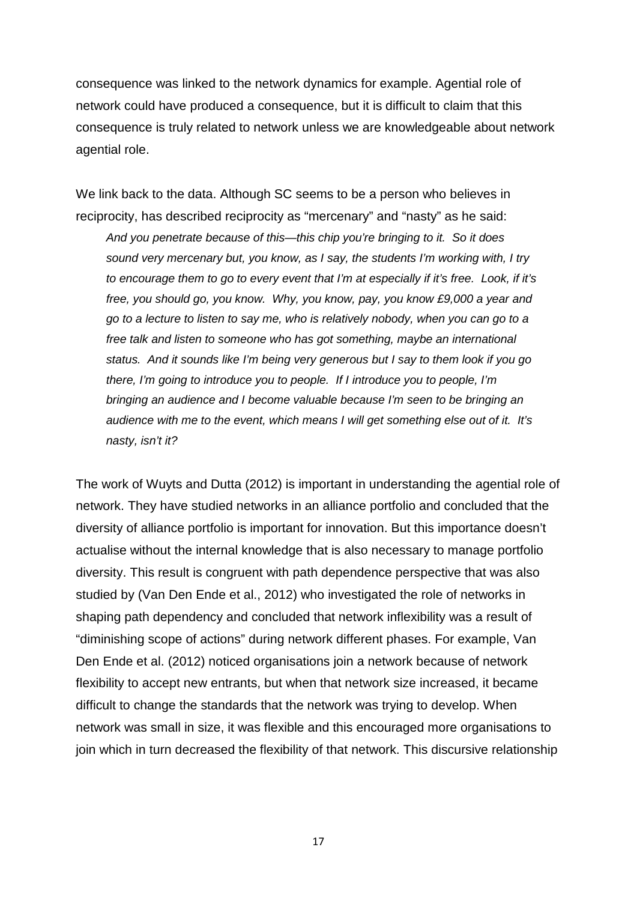consequence was linked to the network dynamics for example. Agential role of network could have produced a consequence, but it is difficult to claim that this consequence is truly related to network unless we are knowledgeable about network agential role.

We link back to the data. Although SC seems to be a person who believes in reciprocity, has described reciprocity as "mercenary" and "nasty" as he said:

> *And you penetrate because of this—this chip you're bringing to it. So it does sound very mercenary but, you know, as I say, the students I'm working with, I try to encourage them to go to every event that I'm at especially if it's free. Look, if it's free, you should go, you know. Why, you know, pay, you know £9,000 a year and go to a lecture to listen to say me, who is relatively nobody, when you can go to a free talk and listen to someone who has got something, maybe an international status. And it sounds like I'm being very generous but I say to them look if you go there, I'm going to introduce you to people. If I introduce you to people, I'm bringing an audience and I become valuable because I'm seen to be bringing an audience with me to the event, which means I will get something else out of it. It's nasty, isn't it?*

The work of Wuyts and Dutta (2012) is important in understanding the agential role of network. They have studied networks in an alliance portfolio and concluded that the diversity of alliance portfolio is important for innovation. But this importance doesn't actualise without the internal knowledge that is also necessary to manage portfolio diversity. This result is congruent with path dependence perspective that was also studied by (Van Den Ende et al., 2012) who investigated the role of networks in shaping path dependency and concluded that network inflexibility was a result of "diminishing scope of actions" during network different phases. For example, Van Den Ende et al. (2012) noticed organisations join a network because of network flexibility to accept new entrants, but when that network size increased, it became difficult to change the standards that the network was trying to develop. When network was small in size, it was flexible and this encouraged more organisations to join which in turn decreased the flexibility of that network. This discursive relationship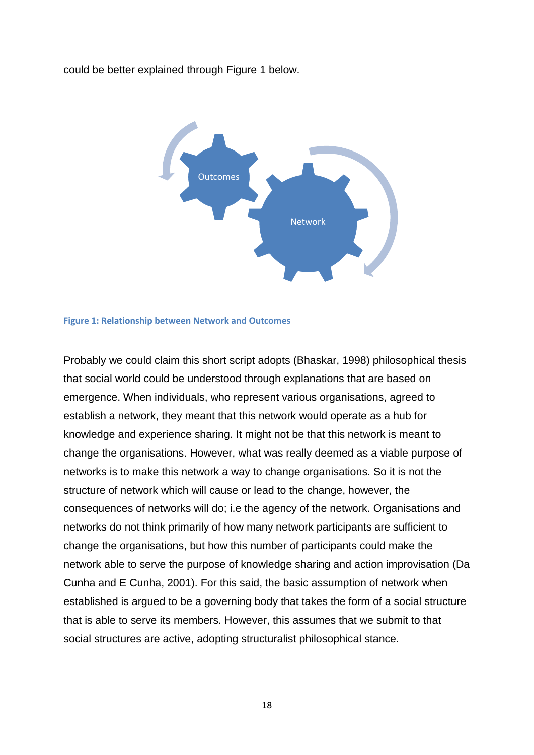could be better explained through Figure 1 below.

Figure 1: Relationship between Network and Outcomes

Probably we could claim this short script adopts (Bhaskar, 1998) philosophical thesis that social world could be understood through explanations that are based on emergence. When individuals, who represent various organisations, agreed to establish a network, they meant that this network would operate as a hub for knowledge and experience sharing. It might not be that this network is meant to change the organisations. However, what was really deemed as a viable purpose of networks is to make this network a way to change organisations. So it is not the structure of network which will cause or lead to the change, however, the consequences of networks will do; i.e the agency of the network. Organisations and networks do not think primarily of how many network participants are sufficient to change the organisations, but how this number of participants could make the network able to serve the purpose of knowledge sharing and action improvisation (Da Cunha and E Cunha, 2001). For this said, the basic assumption of network when established is argued to be a governing body that takes the form of a social structure that is able to serve its members. However, this assumes that we submit to that social structures are active, adopting structuralist philosophical stance.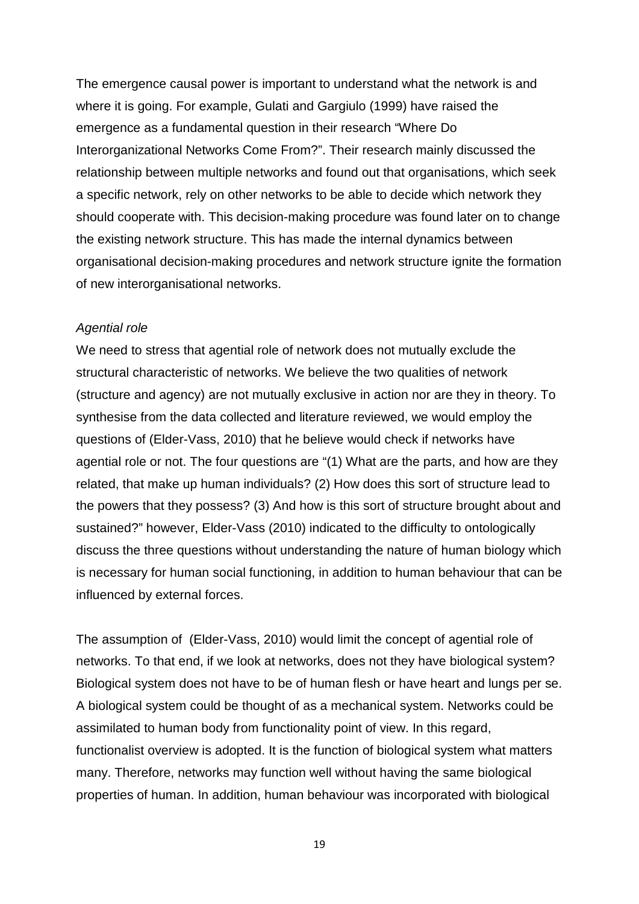The emergence causal power is important to understand what the network is and where it is going. For example, Gulati and Gargiulo (1999) have raised the emergence as a fundamental question in their research "Where Do Interorganizational Networks Come From?". Their research mainly discussed the relationship between multiple networks and found out that organisations, which seek a specific network, rely on other networks to be able to decide which network they should cooperate with. This decision-making procedure was found later on to change the existing network structure. This has made the internal dynamics between organisational decision-making procedures and network structure ignite the formation of new interorganisational networks.

*Agential role*

We need to stress that agential role of network does not mutually exclude the structural characteristic of networks. We believe the two qualities of network (structure and agency) are not mutually exclusive in action nor are they in theory. To synthesise from the data collected and literature reviewed, we would employ the questions of (Elder-Vass, 2010) that he believe would check if networks have agential role or not. The four questions are "(1) What are the parts, and how are they related, that make up human individuals? (2) How does this sort of structure lead to the powers that they possess? (3) And how is this sort of structure brought about and sustained?" however, Elder-Vass (2010) indicated to the difficulty to ontologically discuss the three questions without understanding the nature of human biology which is necessary for human social functioning, in addition to human behaviour that can be influenced by external forces.

The assumption of (Elder-Vass, 2010) would limit the concept of agential role of networks. To that end, if we look at networks, does not they have biological system? Biological system does not have to be of human flesh or have heart and lungs per se. A biological system could be thought of as a mechanical system. Networks could be assimilated to human body from functionality point of view. In this regard, functionalist overview is adopted. It is the function of biological system what matters many. Therefore, networks may function well without having the same biological properties of human. In addition, human behaviour was incorporated with biological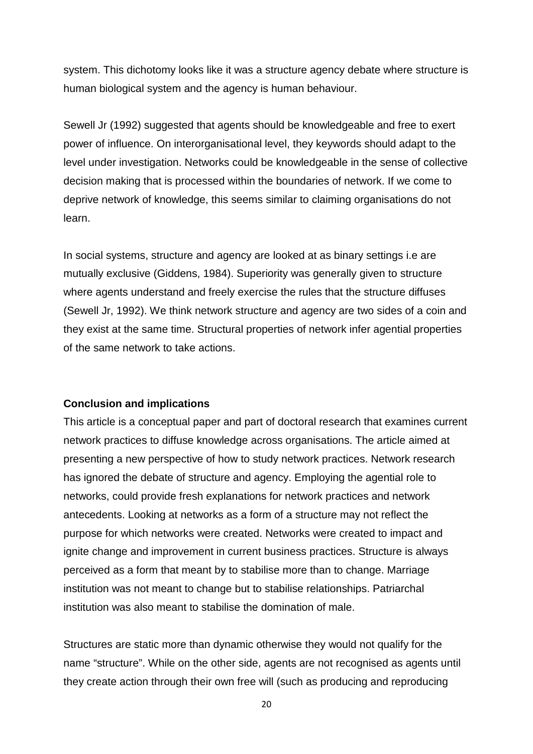system. This dichotomy looks like it was a structure agency debate where structure is human biological system and the agency is human behaviour.

Sewell Jr (1992) suggested that agents should be knowledgeable and free to exert power of influence. On interorganisational level, they keywords should adapt to the level under investigation. Networks could be knowledgeable in the sense of collective decision making that is processed within the boundaries of network. If we come to deprive network of knowledge, this seems similar to claiming organisations do not learn.

In social systems, structure and agency are looked at as binary settings i.e are mutually exclusive (Giddens, 1984). Superiority was generally given to structure where agents understand and freely exercise the rules that the structure diffuses (Sewell Jr, 1992). We think network structure and agency are two sides of a coin and they exist at the same time. Structural properties of network infer agential properties of the same network to take actions.

**Conclusion and implications**

This article is a conceptual paper and part of doctoral research that examines current network practices to diffuse knowledge across organisations. The article aimed at presenting a new perspective of how to study network practices. Network research has ignored the debate of structure and agency. Employing the agential role to networks, could provide fresh explanations for network practices and network antecedents. Looking at networks as a form of a structure may not reflect the purpose for which networks were created. Networks were created to impact and ignite change and improvement in current business practices. Structure is always perceived as a form that meant by to stabilise more than to change. Marriage institution was not meant to change but to stabilise relationships. Patriarchal institution was also meant to stabilise the domination of male.

Structures are static more than dynamic otherwise they would not qualify for the name "structure". While on the other side, agents are not recognised as agents until they create action through their own free will (such as producing and reproducing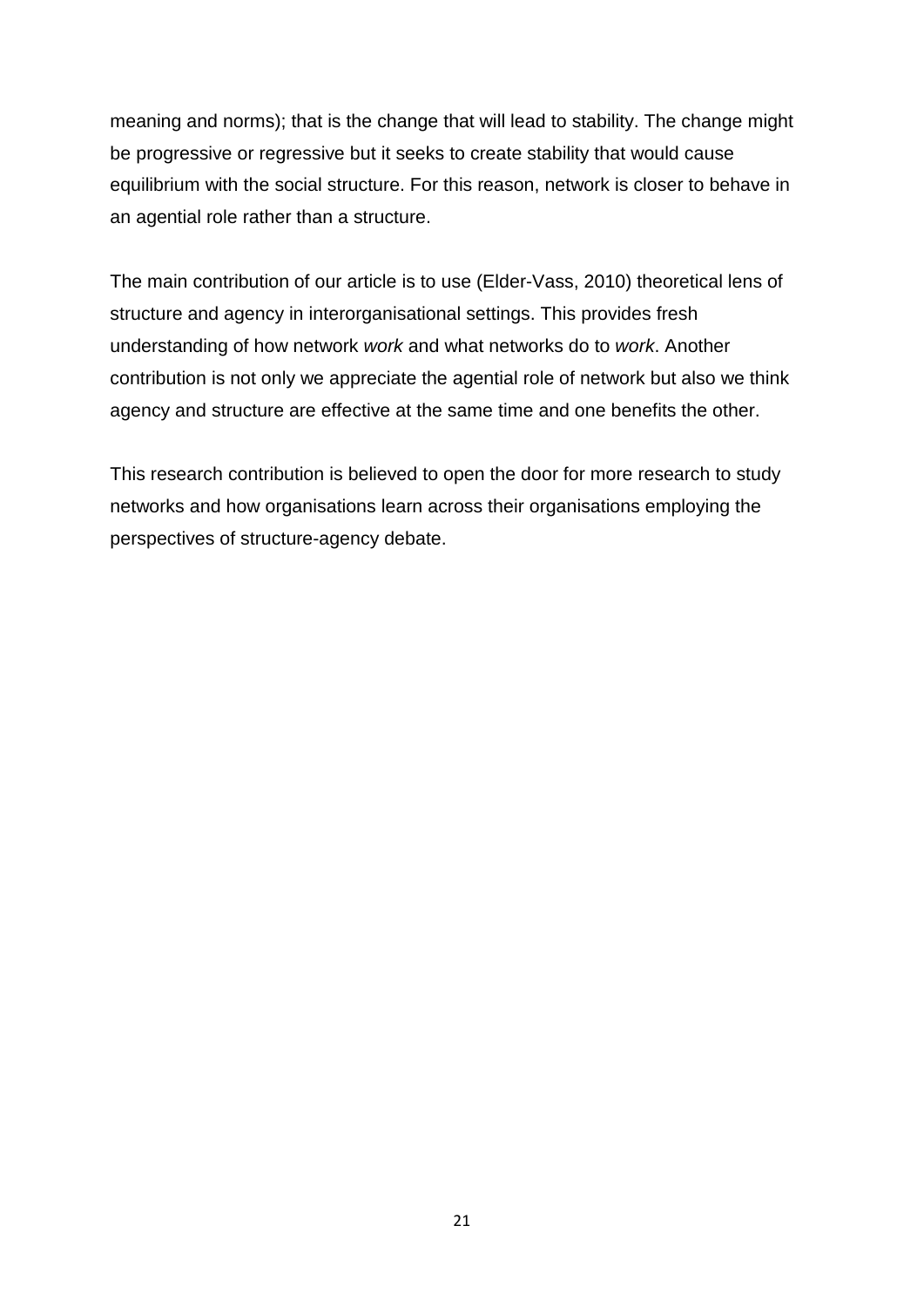meaning and norms); that is the change that will lead to stability. The change might be progressive or regressive but it seeks to create stability that would cause equilibrium with the social structure. For this reason, network is closer to behave in an agential role rather than a structure.

The main contribution of our article is to use (Elder-Vass, 2010) theoretical lens of structure and agency in interorganisational settings. This provides fresh understanding of how network *work* and what networks do to *work*. Another contribution is not only we appreciate the agential role of network but also we think agency and structure are effective at the same time and one benefits the other.

This research contribution is believed to open the door for more research to study networks and how organisations learn across their organisations employing the perspectives of structure-agency debate.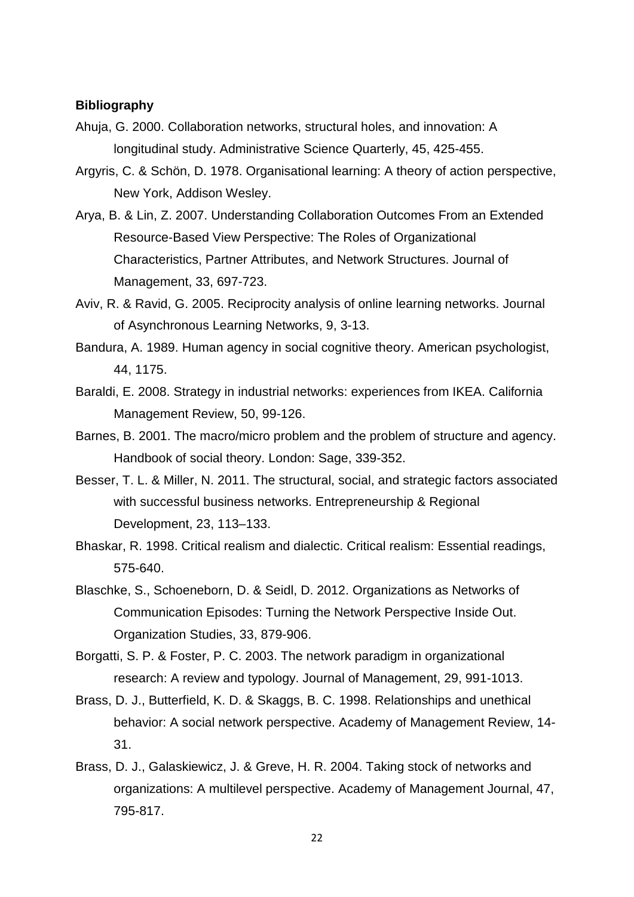**Bibliography**

Ahuja, G. 2000. Collaboration networks, structural holes, and innovation: A longitudinal study. Administrative Science Quarterly, 45, 425-455.

Argyris, C. & Schön, D. 1978. Organisational learning: A theory of action perspective, New York, Addison Wesley.

Arya, B. & Lin, Z. 2007. Understanding Collaboration Outcomes From an Extended Resource-Based View Perspective: The Roles of Organizational Characteristics, Partner Attributes, and Network Structures. Journal of Management, 33, 697-723.

Aviv, R. & Ravid, G. 2005. Reciprocity analysis of online learning networks. Journal of Asynchronous Learning Networks, 9, 3-13.

Bandura, A. 1989. Human agency in social cognitive theory. American psychologist, 44, 1175.

Baraldi, E. 2008. Strategy in industrial networks: experiences from IKEA. California Management Review, 50, 99-126.

Barnes, B. 2001. The macro/micro problem and the problem of structure and agency. Handbook of social theory. London: Sage, 339-352.

Besser, T. L. & Miller, N. 2011. The structural, social, and strategic factors associated with successful business networks. Entrepreneurship & Regional Development, 23, 113–133.

Bhaskar, R. 1998. Critical realism and dialectic. Critical realism: Essential readings, 575-640.

Blaschke, S., Schoeneborn, D. & Seidl, D. 2012. Organizations as Networks of Communication Episodes: Turning the Network Perspective Inside Out. Organization Studies, 33, 879-906.

Borgatti, S. P. & Foster, P. C. 2003. The network paradigm in organizational research: A review and typology. Journal of Management, 29, 991-1013.

Brass, D. J., Butterfield, K. D. & Skaggs, B. C. 1998. Relationships and unethical behavior: A social network perspective. Academy of Management Review, 14-31.

Brass, D. J., Galaskiewicz, J. & Greve, H. R. 2004. Taking stock of networks and organizations: A multilevel perspective. Academy of Management Journal, 47, 795-817.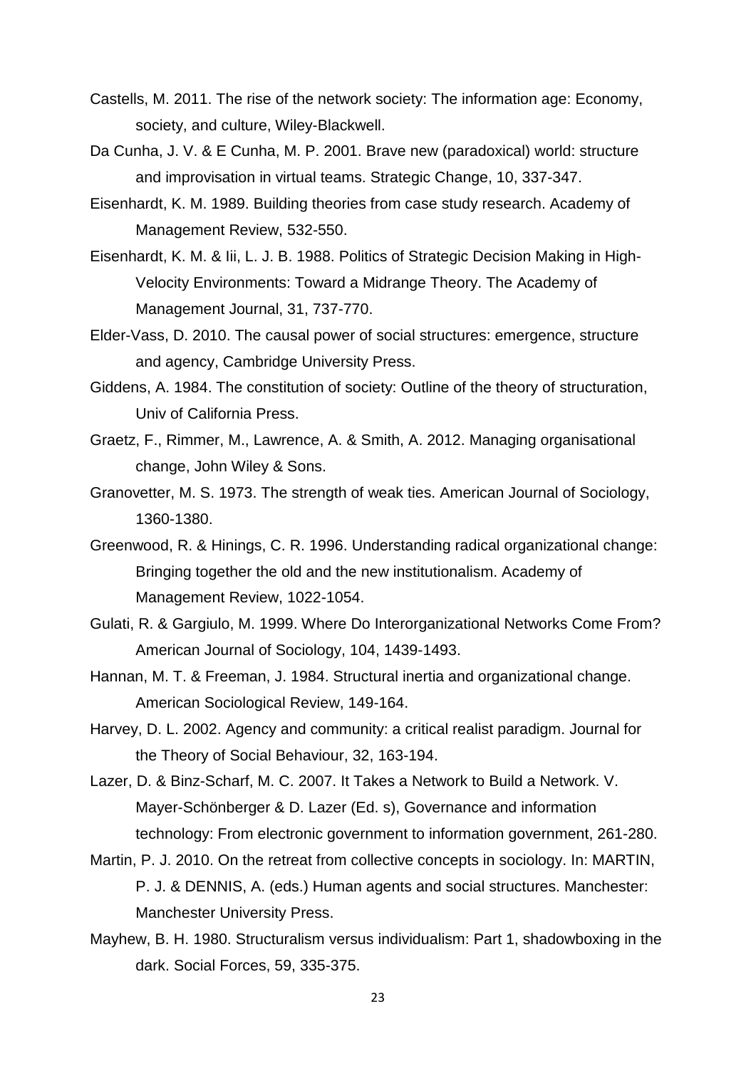Castells, M. 2011. The rise of the network society: The information age: Economy, society, and culture, Wiley-Blackwell.

Da Cunha, J. V. & E Cunha, M. P. 2001. Brave new (paradoxical) world: structure and improvisation in virtual teams. Strategic Change, 10, 337-347.

Eisenhardt, K. M. 1989. Building theories from case study research. Academy of Management Review, 532-550.

Eisenhardt, K. M. & Iii, L. J. B. 1988. Politics of Strategic Decision Making in High-Velocity Environments: Toward a Midrange Theory. The Academy of Management Journal, 31, 737-770.

Elder-Vass, D. 2010. The causal power of social structures: emergence, structure and agency, Cambridge University Press.

Giddens, A. 1984. The constitution of society: Outline of the theory of structuration, Univ of California Press.

Graetz, F., Rimmer, M., Lawrence, A. & Smith, A. 2012. Managing organisational change, John Wiley & Sons.

Granovetter, M. S. 1973. The strength of weak ties. American Journal of Sociology, 1360-1380.

Greenwood, R. & Hinings, C. R. 1996. Understanding radical organizational change: Bringing together the old and the new institutionalism. Academy of Management Review, 1022-1054.

Gulati, R. & Gargiulo, M. 1999. Where Do Interorganizational Networks Come From? American Journal of Sociology, 104, 1439-1493.

Hannan, M. T. & Freeman, J. 1984. Structural inertia and organizational change. American Sociological Review, 149-164.

Harvey, D. L. 2002. Agency and community: a critical realist paradigm. Journal for the Theory of Social Behaviour, 32, 163-194.

Lazer, D. & Binz-Scharf, M. C. 2007. It Takes a Network to Build a Network. V. Mayer-Schönberger & D. Lazer (Ed. s), Governance and information technology: From electronic government to information government, 261-280.

Martin, P. J. 2010. On the retreat from collective concepts in sociology. In: MARTIN, P. J. & DENNIS, A. (eds.) Human agents and social structures. Manchester: Manchester University Press.

Mayhew, B. H. 1980. Structuralism versus individualism: Part 1, shadowboxing in the dark. Social Forces, 59, 335-375.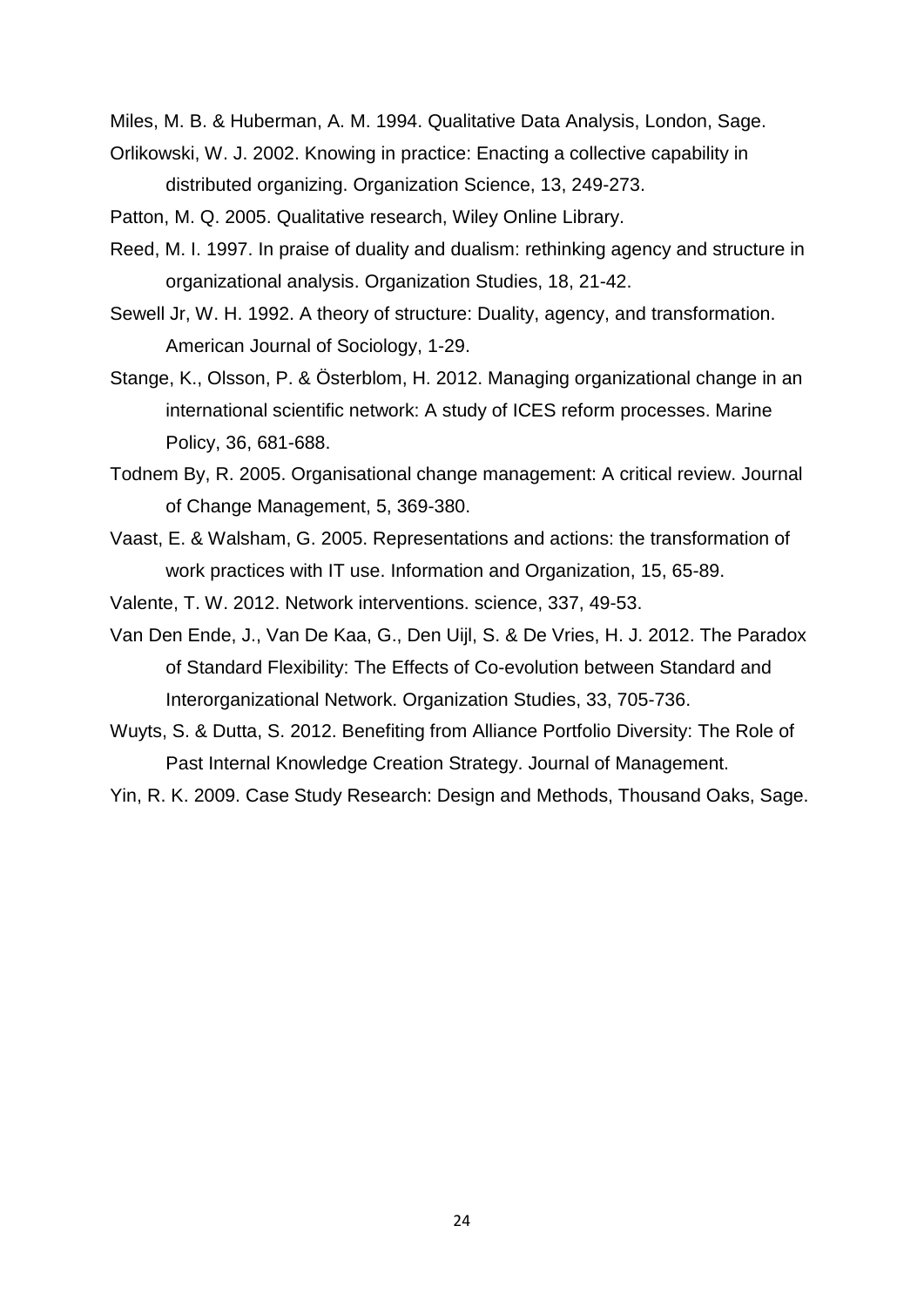Miles, M. B. & Huberman, A. M. 1994. Qualitative Data Analysis, London, Sage.

Orlikowski, W. J. 2002. Knowing in practice: Enacting a collective capability in distributed organizing. Organization Science, 13, 249-273.

Patton, M. Q. 2005. Qualitative research, Wiley Online Library.

Reed, M. I. 1997. In praise of duality and dualism: rethinking agency and structure in organizational analysis. Organization Studies, 18, 21-42.

Sewell Jr, W. H. 1992. A theory of structure: Duality, agency, and transformation. American Journal of Sociology, 1-29.

Stange, K., Olsson, P. & Österblom, H. 2012. Managing organizational change in an international scientific network: A study of ICES reform processes. Marine Policy, 36, 681-688.

Todnem By, R. 2005. Organisational change management: A critical review. Journal of Change Management, 5, 369-380.

Vaast, E. & Walsham, G. 2005. Representations and actions: the transformation of work practices with IT use. Information and Organization, 15, 65-89.

Valente, T. W. 2012. Network interventions. science, 337, 49-53.

Van Den Ende, J., Van De Kaa, G., Den Uijl, S. & De Vries, H. J. 2012. The Paradox of Standard Flexibility: The Effects of Co-evolution between Standard and Interorganizational Network. Organization Studies, 33, 705-736.

Wuyts, S. & Dutta, S. 2012. Benefiting from Alliance Portfolio Diversity: The Role of Past Internal Knowledge Creation Strategy. Journal of Management.

Yin, R. K. 2009. Case Study Research: Design and Methods, Thousand Oaks, Sage.